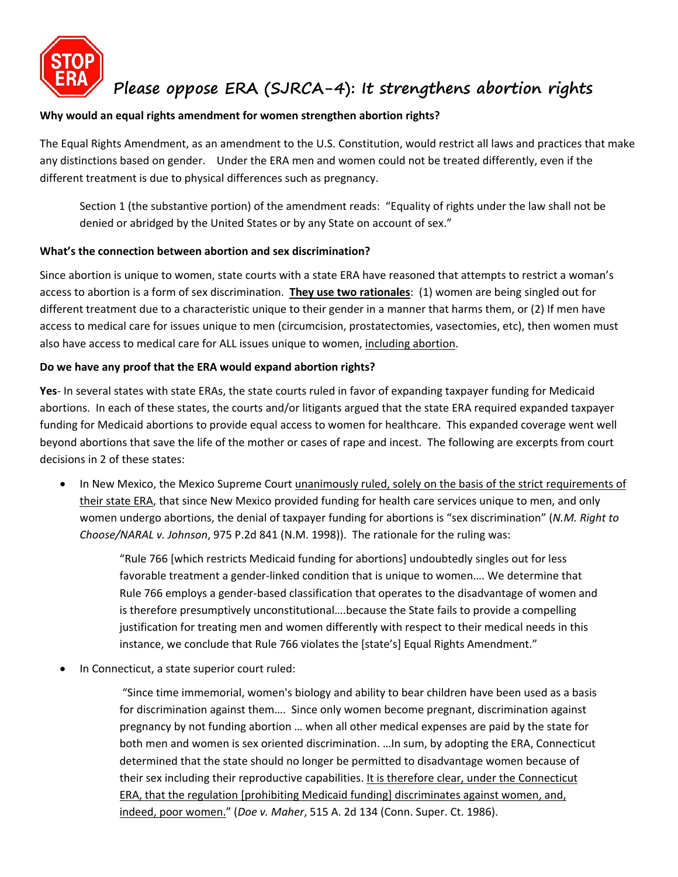# STOP ERA Please oppose ERA (SJRCA-4): It strengthens abortion rights

**Why would an equal rights amendment for women strengthen abortion rights?**

The Equal Rights Amendment, as an amendment to the U.S. Constitution, would restrict all laws and practices that make any distinctions based on gender. Under the ERA men and women could not be treated differently, even if the different treatment is due to physical differences such as pregnancy.

> Section 1 (the substantive portion) of the amendment reads: "Equality of rights under the law shall not be denied or abridged by the United States or by any State on account of sex."

**What's the connection between abortion and sex discrimination?**

Since abortion is unique to women, state courts with a state ERA have reasoned that attempts to restrict a woman's access to abortion is a form of sex discrimination. **They use two rationales**: (1) women are being singled out for different treatment due to a characteristic unique to their gender in a manner that harms them, or (2) If men have access to medical care for issues unique to men (circumcision, prostatectomies, vasectomies, etc), then women must also have access to medical care for ALL issues unique to women, including abortion.

**Do we have any proof that the ERA would expand abortion rights?**

**Yes**- In several states with state ERAs, the state courts ruled in favor of expanding taxpayer funding for Medicaid abortions. In each of these states, the courts and/or litigants argued that the state ERA required expanded taxpayer funding for Medicaid abortions to provide equal access to women for healthcare. This expanded coverage went well beyond abortions that save the life of the mother or cases of rape and incest. The following are excerpts from court decisions in 2 of these states:

- In New Mexico, the Mexico Supreme Court unanimously ruled, solely on the basis of the strict requirements of their state ERA, that since New Mexico provided funding for health care services unique to men, and only women undergo abortions, the denial of taxpayer funding for abortions is "sex discrimination" (*N.M. Right to Choose/NARAL v. Johnson*, 975 P.2d 841 (N.M. 1998)). The rationale for the ruling was:

  > "Rule 766 [which restricts Medicaid funding for abortions] undoubtedly singles out for less favorable treatment a gender-linked condition that is unique to women…. We determine that Rule 766 employs a gender-based classification that operates to the disadvantage of women and is therefore presumptively unconstitutional….because the State fails to provide a compelling justification for treating men and women differently with respect to their medical needs in this instance, we conclude that Rule 766 violates the [state's] Equal Rights Amendment."

- In Connecticut, a state superior court ruled:

  > "Since time immemorial, women's biology and ability to bear children have been used as a basis for discrimination against them…. Since only women become pregnant, discrimination against pregnancy by not funding abortion … when all other medical expenses are paid by the state for both men and women is sex oriented discrimination. …In sum, by adopting the ERA, Connecticut determined that the state should no longer be permitted to disadvantage women because of their sex including their reproductive capabilities. It is therefore clear, under the Connecticut ERA, that the regulation [prohibiting Medicaid funding] discriminates against women, and, indeed, poor women." (*Doe v. Maher*, 515 A. 2d 134 (Conn. Super. Ct. 1986).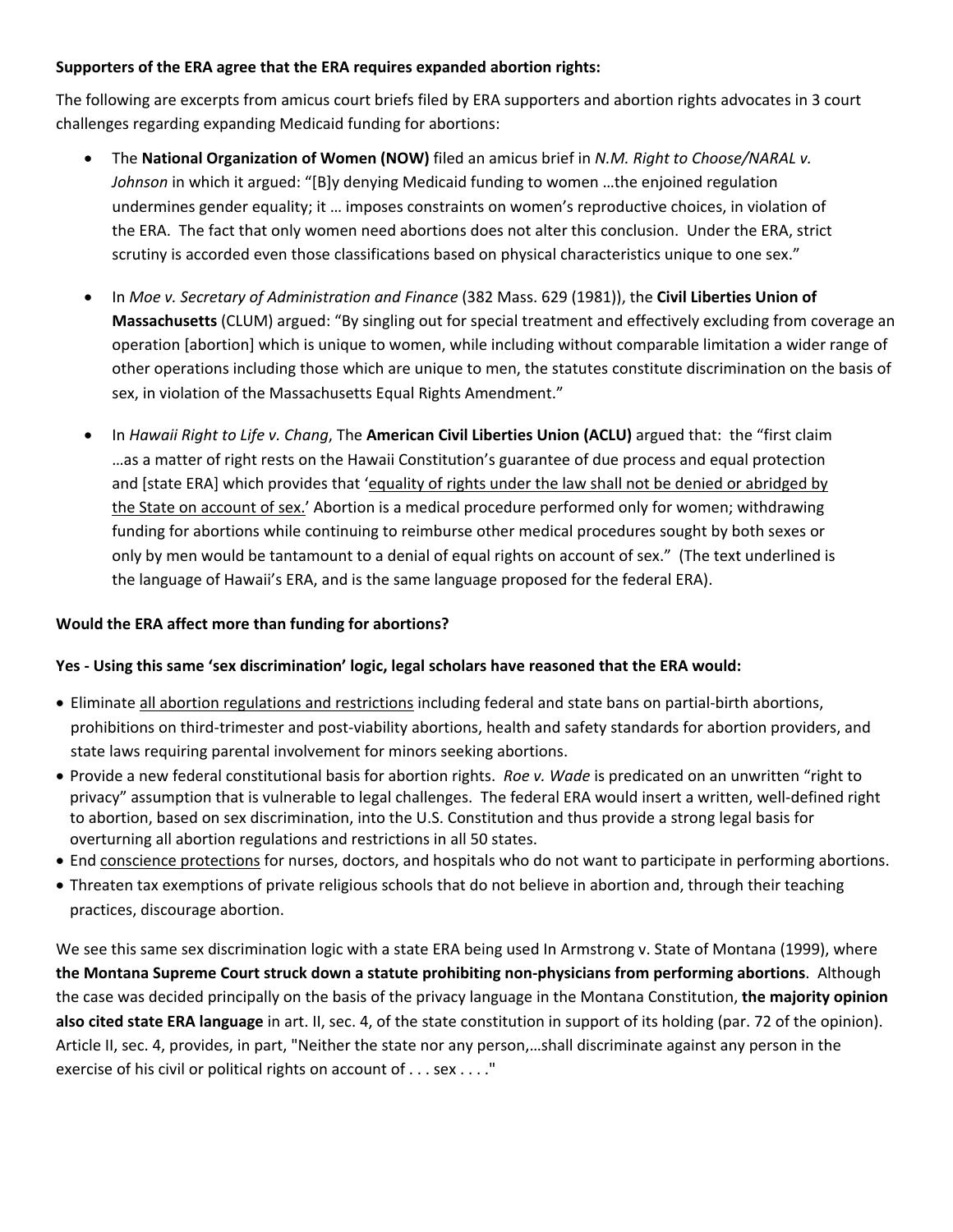**Supporters of the ERA agree that the ERA requires expanded abortion rights:**

The following are excerpts from amicus court briefs filed by ERA supporters and abortion rights advocates in 3 court challenges regarding expanding Medicaid funding for abortions:

- The **National Organization of Women (NOW)** filed an amicus brief in *N.M. Right to Choose/NARAL v. Johnson* in which it argued: "[B]y denying Medicaid funding to women …the enjoined regulation undermines gender equality; it … imposes constraints on women's reproductive choices, in violation of the ERA. The fact that only women need abortions does not alter this conclusion. Under the ERA, strict scrutiny is accorded even those classifications based on physical characteristics unique to one sex."

- In *Moe v. Secretary of Administration and Finance* (382 Mass. 629 (1981)), the **Civil Liberties Union of Massachusetts** (CLUM) argued: "By singling out for special treatment and effectively excluding from coverage an operation [abortion] which is unique to women, while including without comparable limitation a wider range of other operations including those which are unique to men, the statutes constitute discrimination on the basis of sex, in violation of the Massachusetts Equal Rights Amendment."

- In *Hawaii Right to Life v. Chang*, The **American Civil Liberties Union (ACLU)** argued that: the "first claim …as a matter of right rests on the Hawaii Constitution's guarantee of due process and equal protection and [state ERA] which provides that '<u>equality of rights under the law shall not be denied or abridged by the State on account of sex.</u>' Abortion is a medical procedure performed only for women; withdrawing funding for abortions while continuing to reimburse other medical procedures sought by both sexes or only by men would be tantamount to a denial of equal rights on account of sex." (The text underlined is the language of Hawaii's ERA, and is the same language proposed for the federal ERA).

**Would the ERA affect more than funding for abortions?**

**Yes - Using this same 'sex discrimination' logic, legal scholars have reasoned that the ERA would:**

- Eliminate <u>all abortion regulations and restrictions</u> including federal and state bans on partial-birth abortions, prohibitions on third-trimester and post-viability abortions, health and safety standards for abortion providers, and state laws requiring parental involvement for minors seeking abortions.
- Provide a new federal constitutional basis for abortion rights. *Roe v. Wade* is predicated on an unwritten "right to privacy" assumption that is vulnerable to legal challenges. The federal ERA would insert a written, well-defined right to abortion, based on sex discrimination, into the U.S. Constitution and thus provide a strong legal basis for overturning all abortion regulations and restrictions in all 50 states.
- End <u>conscience protections</u> for nurses, doctors, and hospitals who do not want to participate in performing abortions.
- Threaten tax exemptions of private religious schools that do not believe in abortion and, through their teaching practices, discourage abortion.

We see this same sex discrimination logic with a state ERA being used In Armstrong v. State of Montana (1999), where **the Montana Supreme Court struck down a statute prohibiting non-physicians from performing abortions**. Although the case was decided principally on the basis of the privacy language in the Montana Constitution, **the majority opinion also cited state ERA language** in art. II, sec. 4, of the state constitution in support of its holding (par. 72 of the opinion). Article II, sec. 4, provides, in part, "Neither the state nor any person,…shall discriminate against any person in the exercise of his civil or political rights on account of . . . sex . . . ."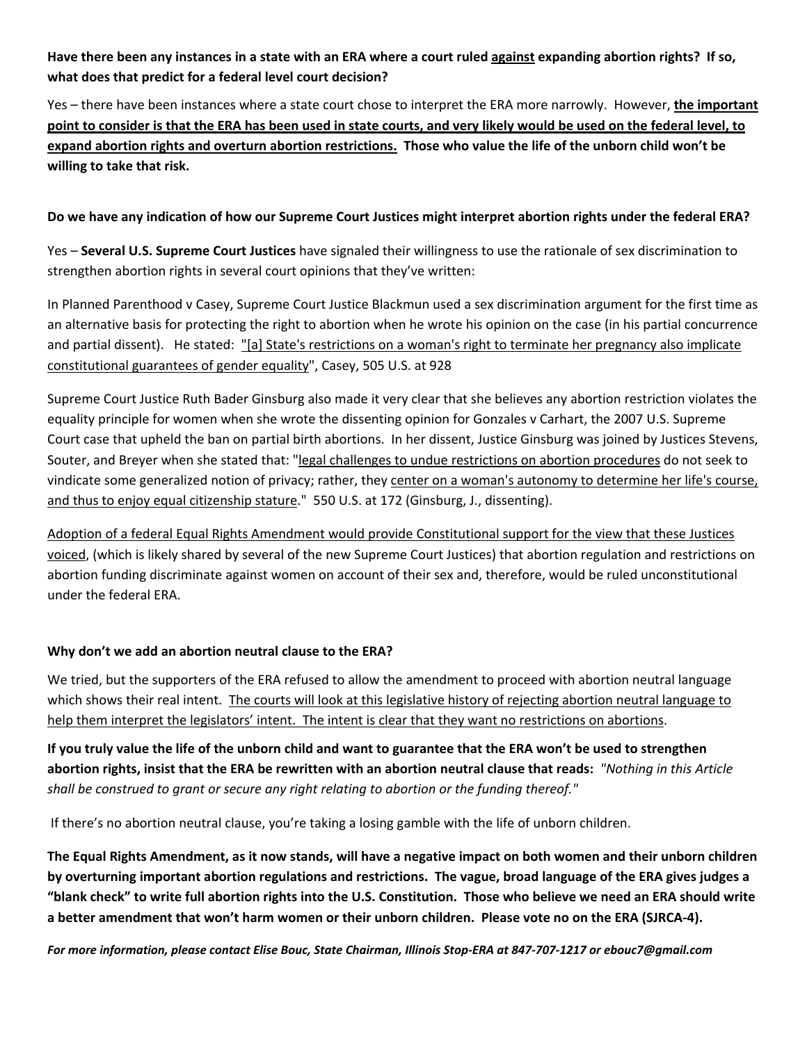**Have there been any instances in a state with an ERA where a court ruled <u>against</u> expanding abortion rights? If so, what does that predict for a federal level court decision?**

Yes – there have been instances where a state court chose to interpret the ERA more narrowly. However, **<u>the important point to consider is that the ERA has been used in state courts, and very likely would be used on the federal level, to expand abortion rights and overturn abortion restrictions.</u> Those who value the life of the unborn child won't be willing to take that risk.**

**Do we have any indication of how our Supreme Court Justices might interpret abortion rights under the federal ERA?**

Yes – **Several U.S. Supreme Court Justices** have signaled their willingness to use the rationale of sex discrimination to strengthen abortion rights in several court opinions that they've written:

In Planned Parenthood v Casey, Supreme Court Justice Blackmun used a sex discrimination argument for the first time as an alternative basis for protecting the right to abortion when he wrote his opinion on the case (in his partial concurrence and partial dissent). He stated: <u>"[a] State's restrictions on a woman's right to terminate her pregnancy also implicate constitutional guarantees of gender equality</u>", Casey, 505 U.S. at 928

Supreme Court Justice Ruth Bader Ginsburg also made it very clear that she believes any abortion restriction violates the equality principle for women when she wrote the dissenting opinion for Gonzales v Carhart, the 2007 U.S. Supreme Court case that upheld the ban on partial birth abortions. In her dissent, Justice Ginsburg was joined by Justices Stevens, Souter, and Breyer when she stated that: "<u>legal challenges to undue restrictions on abortion procedures</u> do not seek to vindicate some generalized notion of privacy; rather, they <u>center on a woman's autonomy to determine her life's course, and thus to enjoy equal citizenship stature</u>." 550 U.S. at 172 (Ginsburg, J., dissenting).

<u>Adoption of a federal Equal Rights Amendment would provide Constitutional support for the view that these Justices voiced</u>, (which is likely shared by several of the new Supreme Court Justices) that abortion regulation and restrictions on abortion funding discriminate against women on account of their sex and, therefore, would be ruled unconstitutional under the federal ERA.

**Why don't we add an abortion neutral clause to the ERA?**

We tried, but the supporters of the ERA refused to allow the amendment to proceed with abortion neutral language which shows their real intent. <u>The courts will look at this legislative history of rejecting abortion neutral language to help them interpret the legislators' intent. The intent is clear that they want no restrictions on abortions</u>.

**If you truly value the life of the unborn child and want to guarantee that the ERA won't be used to strengthen abortion rights, insist that the ERA be rewritten with an abortion neutral clause that reads:** *"Nothing in this Article shall be construed to grant or secure any right relating to abortion or the funding thereof."*

If there's no abortion neutral clause, you're taking a losing gamble with the life of unborn children.

**The Equal Rights Amendment, as it now stands, will have a negative impact on both women and their unborn children by overturning important abortion regulations and restrictions. The vague, broad language of the ERA gives judges a "blank check" to write full abortion rights into the U.S. Constitution. Those who believe we need an ERA should write a better amendment that won't harm women or their unborn children. Please vote no on the ERA (SJRCA-4).**

***For more information, please contact Elise Bouc, State Chairman, Illinois Stop-ERA at 847-707-1217 or ebouc7@gmail.com***